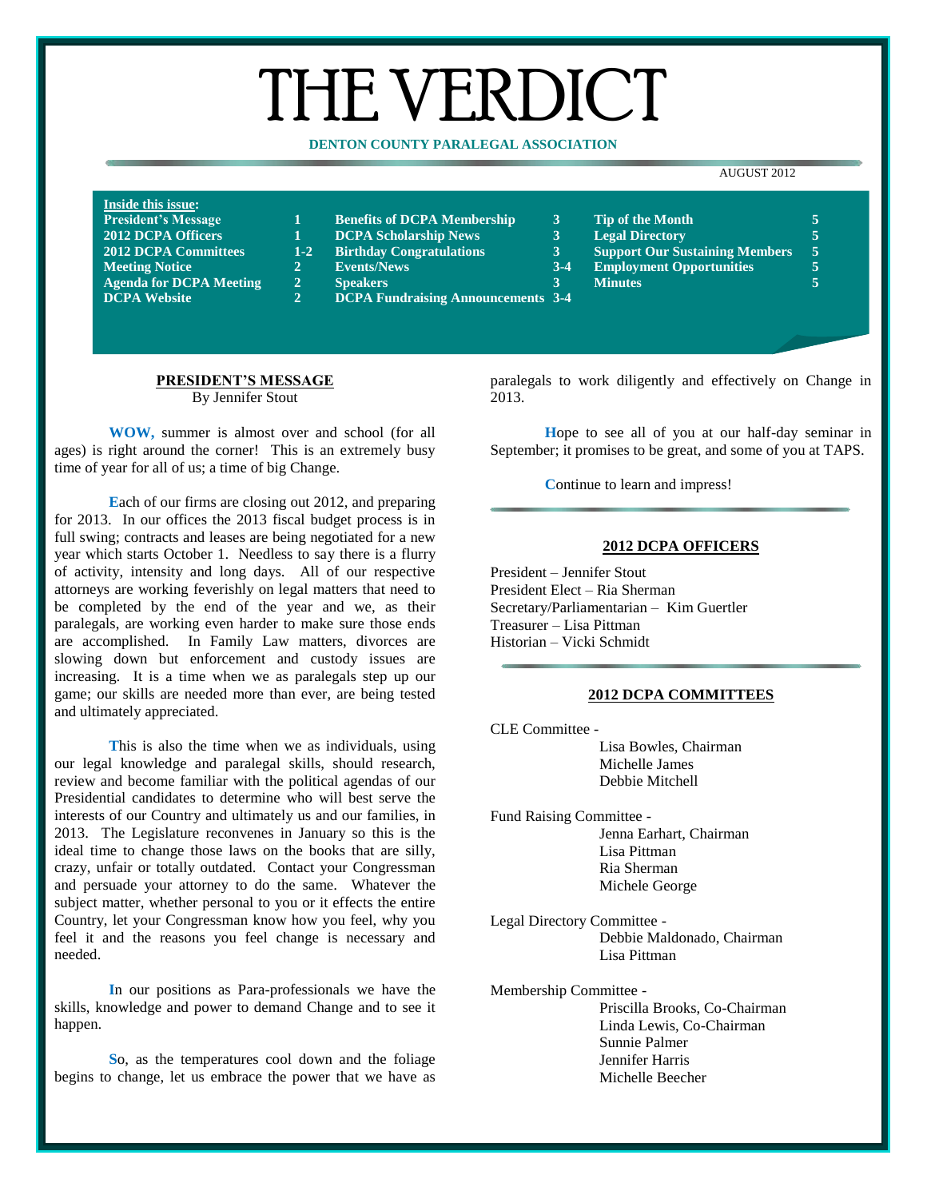# THE VERDICT

**DENTON COUNTY PARALEGAL ASSOCIATION**

AUGUST 2012

**Inside this issue:**

| Section | Page |
|---|---|
| President's Message | 1 |
| 2012 DCPA Officers | 1 |
| 2012 DCPA Committees | 1-2 |
| Meeting Notice | 2 |
| Agenda for DCPA Meeting | 2 |
| DCPA Website | 2 |
| Benefits of DCPA Membership | 3 |
| DCPA Scholarship News | 3 |
| Birthday Congratulations | 3 |
| Events/News | 3-4 |
| Speakers | 3 |
| DCPA Fundraising Announcements | 3-4 |
| Tip of the Month | 5 |
| Legal Directory | 5 |
| Support Our Sustaining Members | 5 |
| Employment Opportunities | 5 |
| Minutes | 5 |

## PRESIDENT'S MESSAGE

By Jennifer Stout

**WOW,** summer is almost over and school (for all ages) is right around the corner! This is an extremely busy time of year for all of us; a time of big Change.

Each of our firms are closing out 2012, and preparing for 2013. In our offices the 2013 fiscal budget process is in full swing; contracts and leases are being negotiated for a new year which starts October 1. Needless to say there is a flurry of activity, intensity and long days. All of our respective attorneys are working feverishly on legal matters that need to be completed by the end of the year and we, as their paralegals, are working even harder to make sure those ends are accomplished. In Family Law matters, divorces are slowing down but enforcement and custody issues are increasing. It is a time when we as paralegals step up our game; our skills are needed more than ever, are being tested and ultimately appreciated.

This is also the time when we as individuals, using our legal knowledge and paralegal skills, should research, review and become familiar with the political agendas of our Presidential candidates to determine who will best serve the interests of our Country and ultimately us and our families, in 2013. The Legislature reconvenes in January so this is the ideal time to change those laws on the books that are silly, crazy, unfair or totally outdated. Contact your Congressman and persuade your attorney to do the same. Whatever the subject matter, whether personal to you or it effects the entire Country, let your Congressman know how you feel, why you feel it and the reasons you feel change is necessary and needed.

In our positions as Para-professionals we have the skills, knowledge and power to demand Change and to see it happen.

So, as the temperatures cool down and the foliage begins to change, let us embrace the power that we have as paralegals to work diligently and effectively on Change in 2013.

Hope to see all of you at our half-day seminar in September; it promises to be great, and some of you at TAPS.

Continue to learn and impress!

## 2012 DCPA OFFICERS

President – Jennifer Stout
President Elect – Ria Sherman
Secretary/Parliamentarian – Kim Guertler
Treasurer – Lisa Pittman
Historian – Vicki Schmidt

## 2012 DCPA COMMITTEES

CLE Committee -
- Lisa Bowles, Chairman
- Michelle James
- Debbie Mitchell

Fund Raising Committee -
- Jenna Earhart, Chairman
- Lisa Pittman
- Ria Sherman
- Michele George

Legal Directory Committee -
- Debbie Maldonado, Chairman
- Lisa Pittman

Membership Committee -
- Priscilla Brooks, Co-Chairman
- Linda Lewis, Co-Chairman
- Sunnie Palmer
- Jennifer Harris
- Michelle Beecher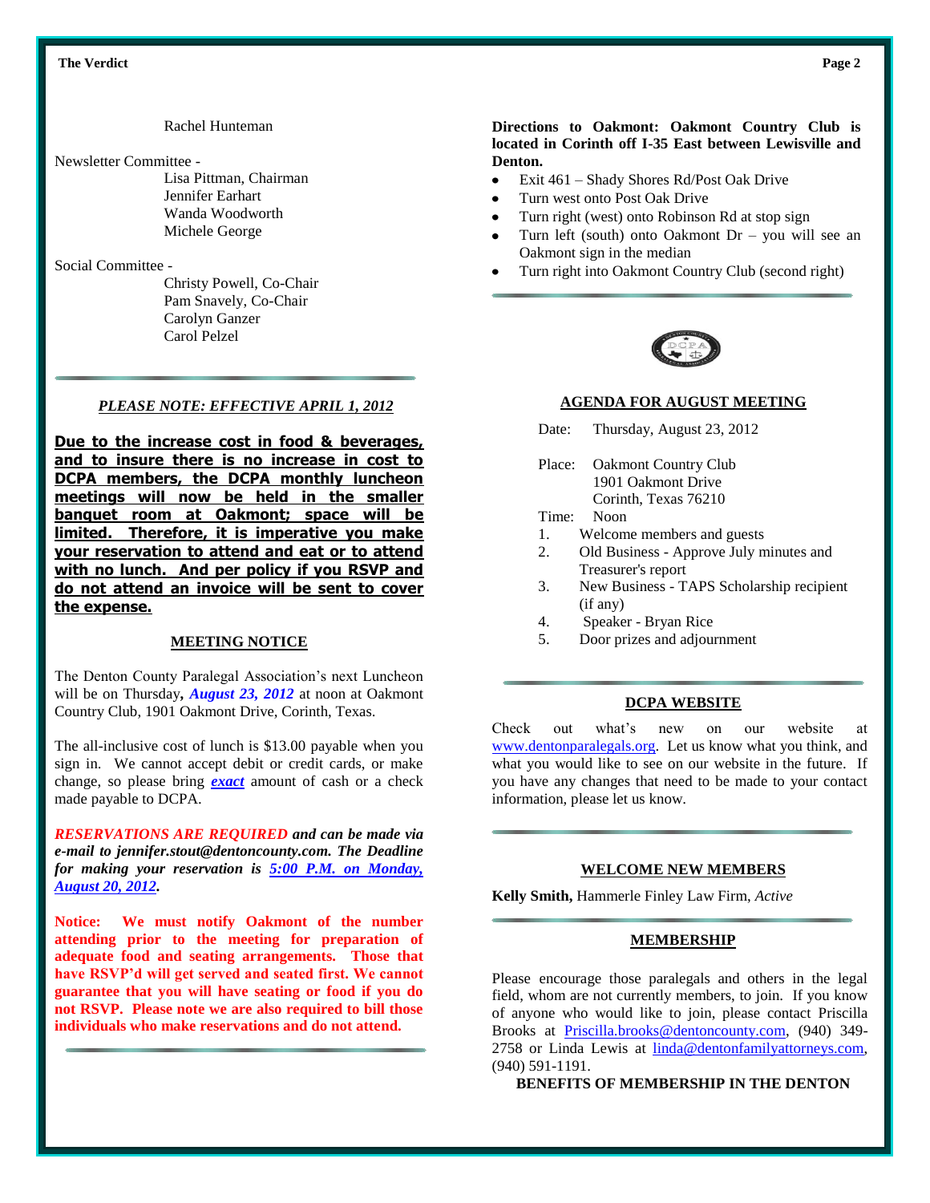Rachel Hunteman

Newsletter Committee -
Lisa Pittman, Chairman
Jennifer Earhart
Wanda Woodworth
Michele George

Social Committee -
Christy Powell, Co-Chair
Pam Snavely, Co-Chair
Carolyn Ganzer
Carol Pelzel

***PLEASE NOTE: EFFECTIVE APRIL 1, 2012***

**Due to the increase cost in food & beverages, and to insure there is no increase in cost to DCPA members, the DCPA monthly luncheon meetings will now be held in the smaller banquet room at Oakmont; space will be limited. Therefore, it is imperative you make your reservation to attend and eat or to attend with no lunch. And per policy if you RSVP and do not attend an invoice will be sent to cover the expense.**

## MEETING NOTICE

The Denton County Paralegal Association's next Luncheon will be on Thursday, ***August 23, 2012*** at noon at Oakmont Country Club, 1901 Oakmont Drive, Corinth, Texas.

The all-inclusive cost of lunch is $13.00 payable when you sign in. We cannot accept debit or credit cards, or make change, so please bring ***exact*** amount of cash or a check made payable to DCPA.

***RESERVATIONS ARE REQUIRED and can be made via e-mail to jennifer.stout@dentoncounty.com. The Deadline for making your reservation is 5:00 P.M. on Monday, August 20, 2012.***

**Notice: We must notify Oakmont of the number attending prior to the meeting for preparation of adequate food and seating arrangements. Those that have RSVP'd will get served and seated first. We cannot guarantee that you will have seating or food if you do not RSVP. Please note we are also required to bill those individuals who make reservations and do not attend.**

**Directions to Oakmont: Oakmont Country Club is located in Corinth off I-35 East between Lewisville and Denton.**

- Exit 461 – Shady Shores Rd/Post Oak Drive
- Turn west onto Post Oak Drive
- Turn right (west) onto Robinson Rd at stop sign
- Turn left (south) onto Oakmont Dr – you will see an Oakmont sign in the median
- Turn right into Oakmont Country Club (second right)

## AGENDA FOR AUGUST MEETING

Date: Thursday, August 23, 2012

Place: Oakmont Country Club
1901 Oakmont Drive
Corinth, Texas 76210

Time: Noon

1. Welcome members and guests
2. Old Business - Approve July minutes and Treasurer's report
3. New Business - TAPS Scholarship recipient (if any)
4. Speaker - Bryan Rice
5. Door prizes and adjournment

## DCPA WEBSITE

Check out what's new on our website at www.dentonparalegals.org. Let us know what you think, and what you would like to see on our website in the future. If you have any changes that need to be made to your contact information, please let us know.

## WELCOME NEW MEMBERS

**Kelly Smith,** Hammerle Finley Law Firm, *Active*

## MEMBERSHIP

Please encourage those paralegals and others in the legal field, whom are not currently members, to join. If you know of anyone who would like to join, please contact Priscilla Brooks at Priscilla.brooks@dentoncounty.com, (940) 349-2758 or Linda Lewis at linda@dentonfamilyattorneys.com, (940) 591-1191.

**BENEFITS OF MEMBERSHIP IN THE DENTON**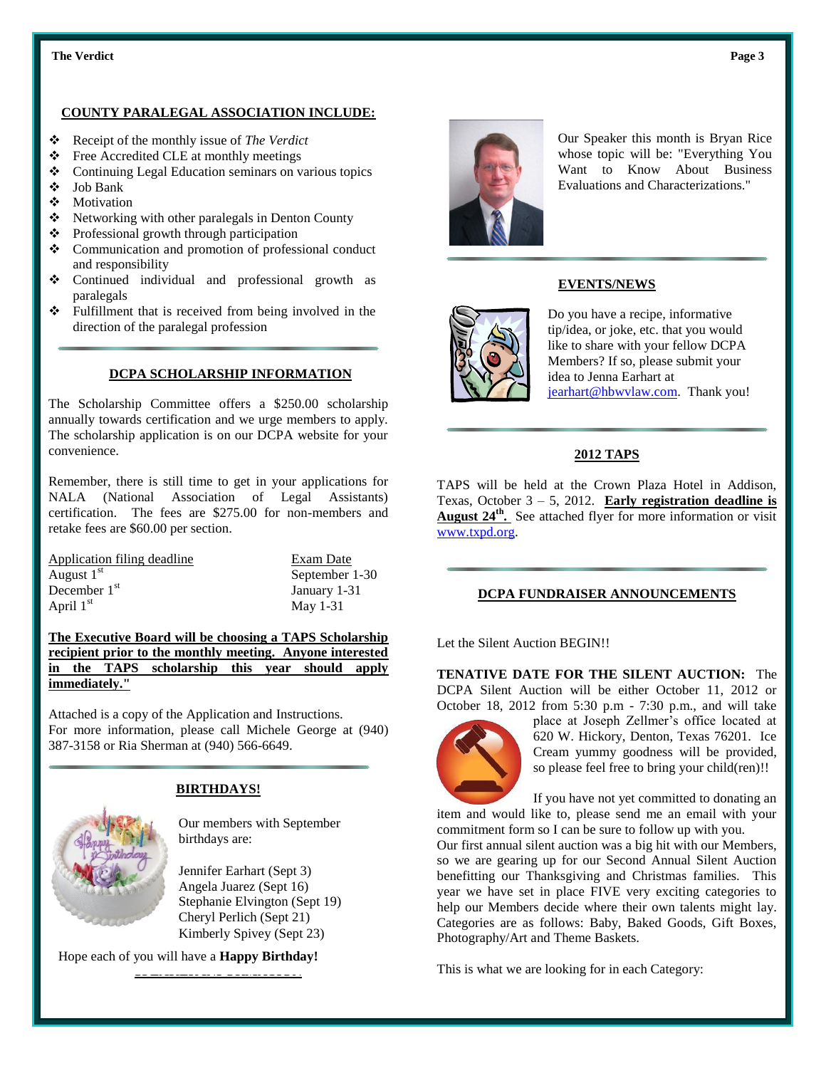## COUNTY PARALEGAL ASSOCIATION INCLUDE:

- Receipt of the monthly issue of *The Verdict*
- Free Accredited CLE at monthly meetings
- Continuing Legal Education seminars on various topics
- Job Bank
- Motivation
- Networking with other paralegals in Denton County
- Professional growth through participation
- Communication and promotion of professional conduct and responsibility
- Continued individual and professional growth as paralegals
- Fulfillment that is received from being involved in the direction of the paralegal profession

## DCPA SCHOLARSHIP INFORMATION

The Scholarship Committee offers a $250.00 scholarship annually towards certification and we urge members to apply. The scholarship application is on our DCPA website for your convenience.

Remember, there is still time to get in your applications for NALA (National Association of Legal Assistants) certification. The fees are $275.00 for non-members and retake fees are $60.00 per section.

| Application filing deadline | Exam Date |
|---|---|
| August 1st | September 1-30 |
| December 1st | January 1-31 |
| April 1st | May 1-31 |

**The Executive Board will be choosing a TAPS Scholarship recipient prior to the monthly meeting. Anyone interested in the TAPS scholarship this year should apply immediately."**

Attached is a copy of the Application and Instructions.
For more information, please call Michele George at (940) 387-3158 or Ria Sherman at (940) 566-6649.

## BIRTHDAYS!

Our members with September birthdays are:

Jennifer Earhart (Sept 3)
Angela Juarez (Sept 16)
Stephanie Elvington (Sept 19)
Cheryl Perlich (Sept 21)
Kimberly Spivey (Sept 23)

Hope each of you will have a **Happy Birthday!**

Our Speaker this month is Bryan Rice whose topic will be: "Everything You Want to Know About Business Evaluations and Characterizations."

## EVENTS/NEWS

Do you have a recipe, informative tip/idea, or joke, etc. that you would like to share with your fellow DCPA Members? If so, please submit your idea to Jenna Earhart at jearhart@hbwvlaw.com. Thank you!

## 2012 TAPS

TAPS will be held at the Crown Plaza Hotel in Addison, Texas, October 3 – 5, 2012. **Early registration deadline is August 24th.** See attached flyer for more information or visit www.txpd.org.

## DCPA FUNDRAISER ANNOUNCEMENTS

Let the Silent Auction BEGIN!!

**TENATIVE DATE FOR THE SILENT AUCTION:** The DCPA Silent Auction will be either October 11, 2012 or October 18, 2012 from 5:30 p.m - 7:30 p.m., and will take place at Joseph Zellmer's office located at 620 W. Hickory, Denton, Texas 76201. Ice Cream yummy goodness will be provided, so please feel free to bring your child(ren)!!

If you have not yet committed to donating an item and would like to, please send me an email with your commitment form so I can be sure to follow up with you.
Our first annual silent auction was a big hit with our Members, so we are gearing up for our Second Annual Silent Auction benefitting our Thanksgiving and Christmas families. This year we have set in place FIVE very exciting categories to help our Members decide where their own talents might lay. Categories are as follows: Baby, Baked Goods, Gift Boxes, Photography/Art and Theme Baskets.

This is what we are looking for in each Category: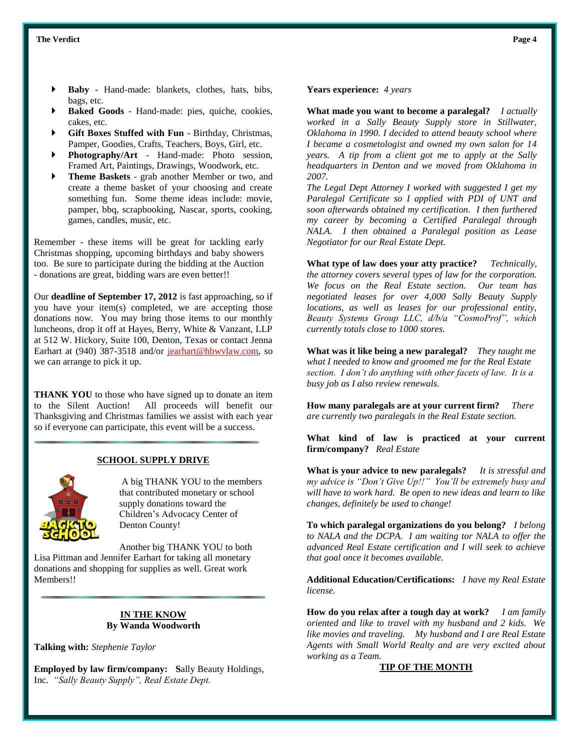- **Baby** - Hand-made: blankets, clothes, hats, bibs, bags, etc.
- **Baked Goods** - Hand-made: pies, quiche, cookies, cakes, etc.
- **Gift Boxes Stuffed with Fun** - Birthday, Christmas, Pamper, Goodies, Crafts, Teachers, Boys, Girl, etc.
- **Photography/Art** - Hand-made: Photo session, Framed Art, Paintings, Drawings, Woodwork, etc.
- **Theme Baskets** - grab another Member or two, and create a theme basket of your choosing and create something fun. Some theme ideas include: movie, pamper, bbq, scrapbooking, Nascar, sports, cooking, games, candles, music, etc.

Remember - these items will be great for tackling early Christmas shopping, upcoming birthdays and baby showers too. Be sure to participate during the bidding at the Auction - donations are great, bidding wars are even better!!

Our **deadline of September 17, 2012** is fast approaching, so if you have your item(s) completed, we are accepting those donations now. You may bring those items to our monthly luncheons, drop it off at Hayes, Berry, White & Vanzant, LLP at 512 W. Hickory, Suite 100, Denton, Texas or contact Jenna Earhart at (940) 387-3518 and/or jearhart@hbwvlaw.com, so we can arrange to pick it up.

**THANK YOU** to those who have signed up to donate an item to the Silent Auction! All proceeds will benefit our Thanksgiving and Christmas families we assist with each year so if everyone can participate, this event will be a success.

## SCHOOL SUPPLY DRIVE

A big THANK YOU to the members that contributed monetary or school supply donations toward the Children's Advocacy Center of Denton County!

Another big THANK YOU to both Lisa Pittman and Jennifer Earhart for taking all monetary donations and shopping for supplies as well. Great work Members!!

## IN THE KNOW
**By Wanda Woodworth**

**Talking with:** *Stephenie Taylor*

**Employed by law firm/company:** **S**ally Beauty Holdings, Inc. *"Sally Beauty Supply", Real Estate Dept.*

**Years experience:** *4 years*

**What made you want to become a paralegal?** *I actually worked in a Sally Beauty Supply store in Stillwater, Oklahoma in 1990. I decided to attend beauty school where I became a cosmetologist and owned my own salon for 14 years. A tip from a client got me to apply at the Sally headquarters in Denton and we moved from Oklahoma in 2007.*

*The Legal Dept Attorney I worked with suggested I get my Paralegal Certificate so I applied with PDI of UNT and soon afterwards obtained my certification. I then furthered my career by becoming a Certified Paralegal through NALA. I then obtained a Paralegal position as Lease Negotiator for our Real Estate Dept.*

**What type of law does your atty practice?** *Technically, the attorney covers several types of law for the corporation. We focus on the Real Estate section. Our team has negotiated leases for over 4,000 Sally Beauty Supply locations, as well as leases for our professional entity, Beauty Systems Group LLC, d/b/a "CosmoProf", which currently totals close to 1000 stores.*

**What was it like being a new paralegal?** *They taught me what I needed to know and groomed me for the Real Estate section. I don't do anything with other facets of law. It is a busy job as I also review renewals.*

**How many paralegals are at your current firm?** *There are currently two paralegals in the Real Estate section.*

**What kind of law is practiced at your current firm/company?** *Real Estate*

**What is your advice to new paralegals?** *It is stressful and my advice is "Don't Give Up!!" You'll be extremely busy and will have to work hard. Be open to new ideas and learn to like changes, definitely be used to change!*

**To which paralegal organizations do you belong?** *I belong to NALA and the DCPA. I am waiting tor NALA to offer the advanced Real Estate certification and I will seek to achieve that goal once it becomes available.*

**Additional Education/Certifications:** *I have my Real Estate license.*

**How do you relax after a tough day at work?** *I am family oriented and like to travel with my husband and 2 kids. We like movies and traveling. My husband and I are Real Estate Agents with Small World Realty and are very excited about working as a Team.*

## TIP OF THE MONTH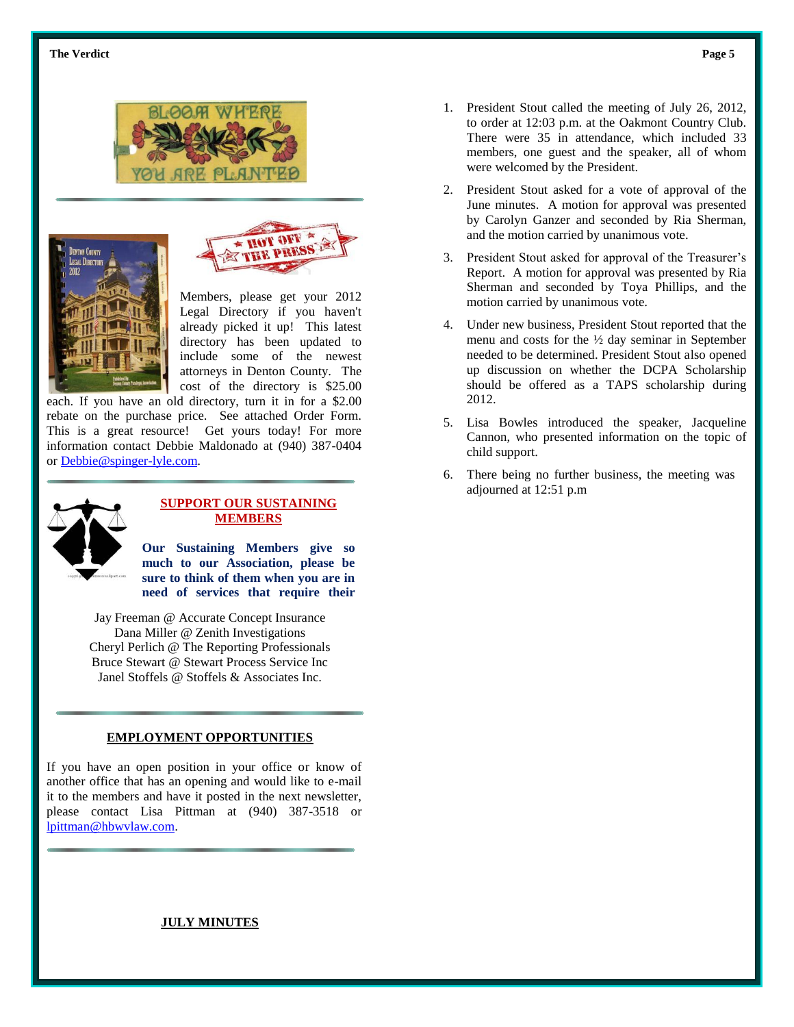BLOOM WHERE YOU ARE PLANTED

HOT OFF THE PRESS

Members, please get your 2012 Legal Directory if you haven't already picked it up! This latest directory has been updated to include some of the newest attorneys in Denton County. The cost of the directory is $25.00 each. If you have an old directory, turn it in for a $2.00 rebate on the purchase price. See attached Order Form. This is a great resource! Get yours today! For more information contact Debbie Maldonado at (940) 387-0404 or Debbie@spinger-lyle.com.

## SUPPORT OUR SUSTAINING MEMBERS

**Our Sustaining Members give so much to our Association, please be sure to think of them when you are in need of services that require their**

Jay Freeman @ Accurate Concept Insurance
Dana Miller @ Zenith Investigations
Cheryl Perlich @ The Reporting Professionals
Bruce Stewart @ Stewart Process Service Inc
Janel Stoffels @ Stoffels & Associates Inc.

## EMPLOYMENT OPPORTUNITIES

If you have an open position in your office or know of another office that has an opening and would like to e-mail it to the members and have it posted in the next newsletter, please contact Lisa Pittman at (940) 387-3518 or lpittman@hbwvlaw.com.

## JULY MINUTES

1. President Stout called the meeting of July 26, 2012, to order at 12:03 p.m. at the Oakmont Country Club. There were 35 in attendance, which included 33 members, one guest and the speaker, all of whom were welcomed by the President.
2. President Stout asked for a vote of approval of the June minutes. A motion for approval was presented by Carolyn Ganzer and seconded by Ria Sherman, and the motion carried by unanimous vote.
3. President Stout asked for approval of the Treasurer's Report. A motion for approval was presented by Ria Sherman and seconded by Toya Phillips, and the motion carried by unanimous vote.
4. Under new business, President Stout reported that the menu and costs for the ½ day seminar in September needed to be determined. President Stout also opened up discussion on whether the DCPA Scholarship should be offered as a TAPS scholarship during 2012.
5. Lisa Bowles introduced the speaker, Jacqueline Cannon, who presented information on the topic of child support.
6. There being no further business, the meeting was adjourned at 12:51 p.m